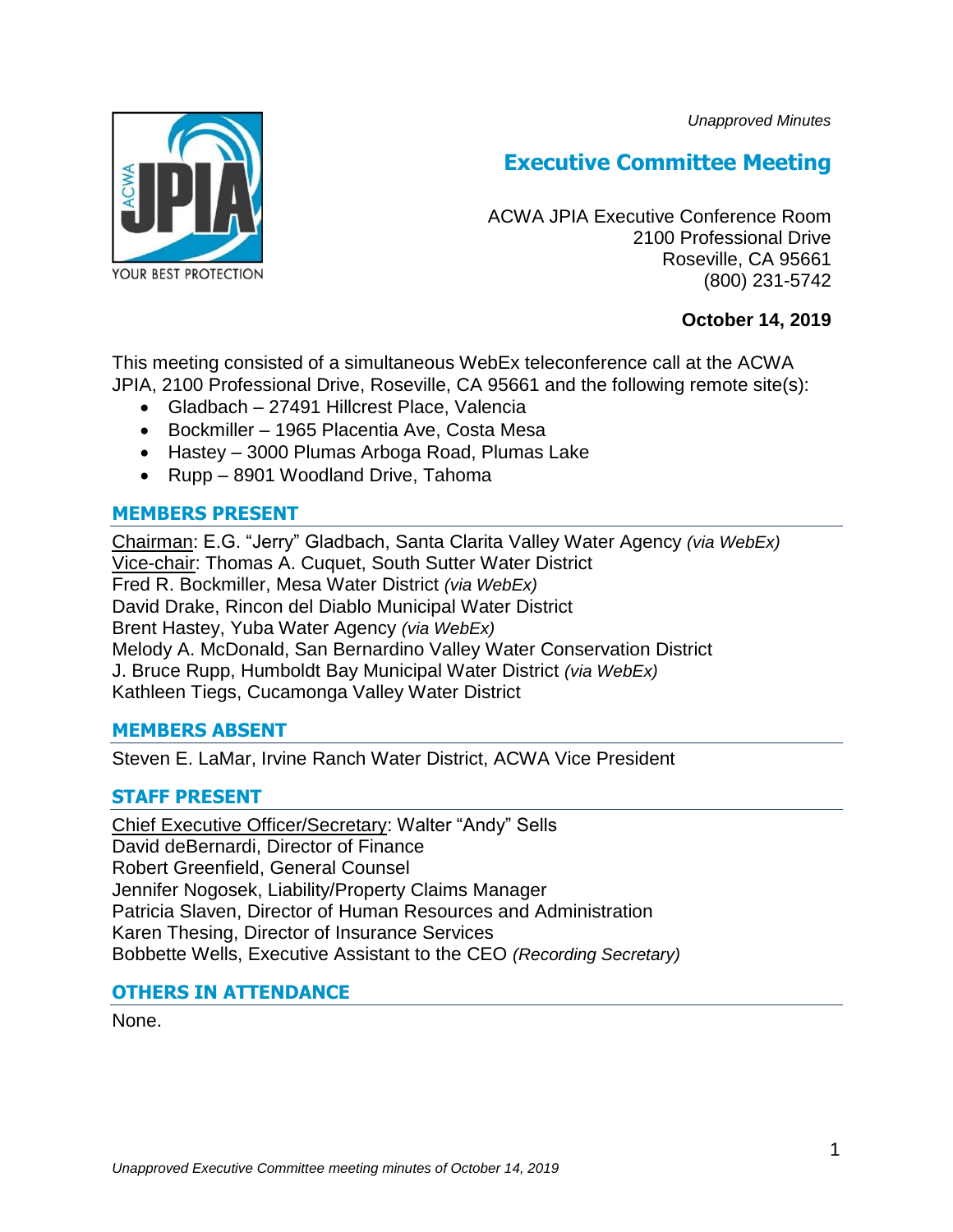*Unapproved Minutes*

# Executive Committee Meeting

ACWA JPIA Executive Conference Room
2100 Professional Drive
Roseville, CA 95661
(800) 231-5742

**October 14, 2019**

This meeting consisted of a simultaneous WebEx teleconference call at the ACWA JPIA, 2100 Professional Drive, Roseville, CA 95661 and the following remote site(s):

- Gladbach – 27491 Hillcrest Place, Valencia
- Bockmiller – 1965 Placentia Ave, Costa Mesa
- Hastey – 3000 Plumas Arboga Road, Plumas Lake
- Rupp – 8901 Woodland Drive, Tahoma

## MEMBERS PRESENT

Chairman: E.G. "Jerry" Gladbach, Santa Clarita Valley Water Agency *(via WebEx)*
Vice-chair: Thomas A. Cuquet, South Sutter Water District
Fred R. Bockmiller, Mesa Water District *(via WebEx)*
David Drake, Rincon del Diablo Municipal Water District
Brent Hastey, Yuba Water Agency *(via WebEx)*
Melody A. McDonald, San Bernardino Valley Water Conservation District
J. Bruce Rupp, Humboldt Bay Municipal Water District *(via WebEx)*
Kathleen Tiegs, Cucamonga Valley Water District

## MEMBERS ABSENT

Steven E. LaMar, Irvine Ranch Water District, ACWA Vice President

## STAFF PRESENT

Chief Executive Officer/Secretary: Walter "Andy" Sells
David deBernardi, Director of Finance
Robert Greenfield, General Counsel
Jennifer Nogosek, Liability/Property Claims Manager
Patricia Slaven, Director of Human Resources and Administration
Karen Thesing, Director of Insurance Services
Bobbette Wells, Executive Assistant to the CEO *(Recording Secretary)*

## OTHERS IN ATTENDANCE

None.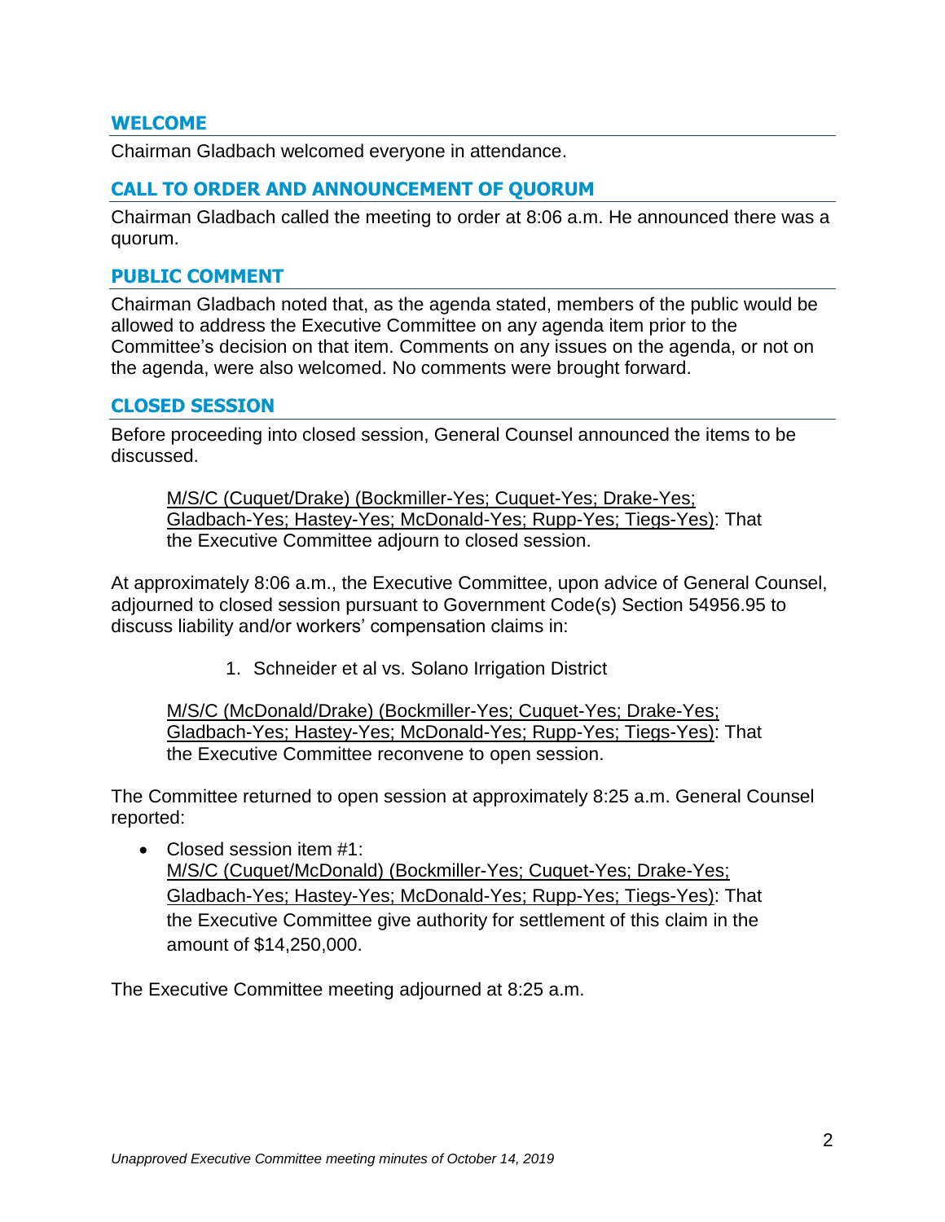## WELCOME

Chairman Gladbach welcomed everyone in attendance.

## CALL TO ORDER AND ANNOUNCEMENT OF QUORUM

Chairman Gladbach called the meeting to order at 8:06 a.m. He announced there was a quorum.

## PUBLIC COMMENT

Chairman Gladbach noted that, as the agenda stated, members of the public would be allowed to address the Executive Committee on any agenda item prior to the Committee's decision on that item. Comments on any issues on the agenda, or not on the agenda, were also welcomed. No comments were brought forward.

## CLOSED SESSION

Before proceeding into closed session, General Counsel announced the items to be discussed.

> <u>M/S/C (Cuquet/Drake) (Bockmiller-Yes; Cuquet-Yes; Drake-Yes; Gladbach-Yes; Hastey-Yes; McDonald-Yes; Rupp-Yes; Tiegs-Yes)</u>: That the Executive Committee adjourn to closed session.

At approximately 8:06 a.m., the Executive Committee, upon advice of General Counsel, adjourned to closed session pursuant to Government Code(s) Section 54956.95 to discuss liability and/or workers' compensation claims in:

1. Schneider et al vs. Solano Irrigation District

> <u>M/S/C (McDonald/Drake) (Bockmiller-Yes; Cuquet-Yes; Drake-Yes; Gladbach-Yes; Hastey-Yes; McDonald-Yes; Rupp-Yes; Tiegs-Yes)</u>: That the Executive Committee reconvene to open session.

The Committee returned to open session at approximately 8:25 a.m. General Counsel reported:

- Closed session item #1:
  <u>M/S/C (Cuquet/McDonald) (Bockmiller-Yes; Cuquet-Yes; Drake-Yes; Gladbach-Yes; Hastey-Yes; McDonald-Yes; Rupp-Yes; Tiegs-Yes)</u>: That the Executive Committee give authority for settlement of this claim in the amount of $14,250,000.

The Executive Committee meeting adjourned at 8:25 a.m.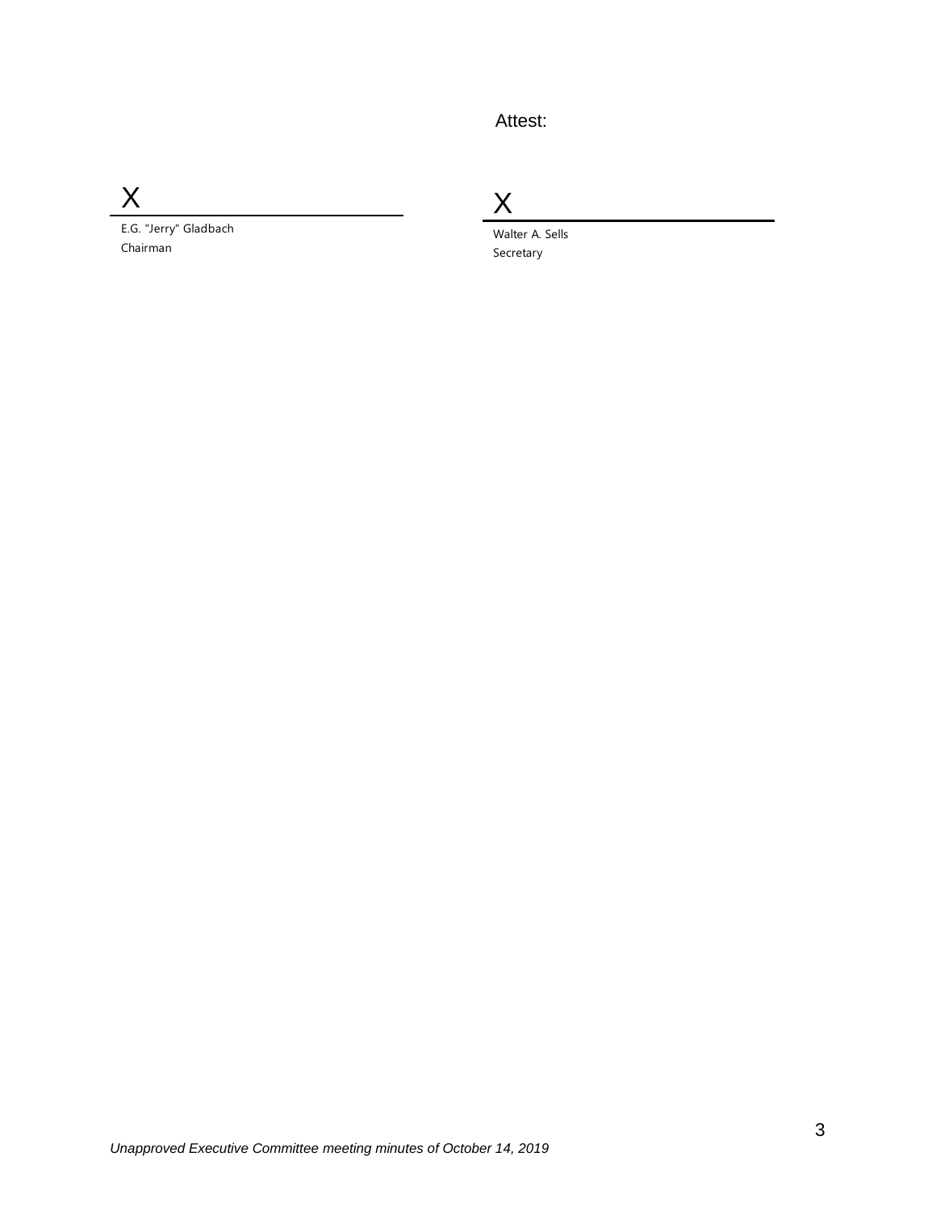Attest:

X

E.G. "Jerry" Gladbach
Chairman

X

Walter A. Sells
Secretary